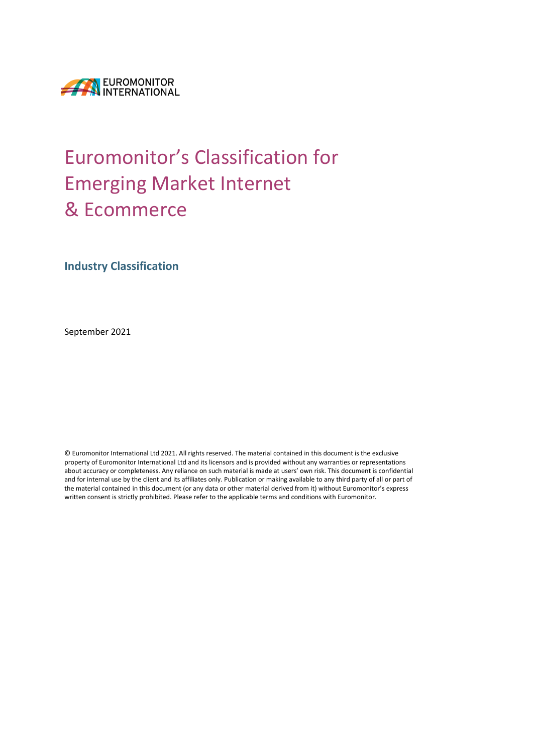EUROMONITOR INTERNATIONAL

# Euromonitor's Classification for Emerging Market Internet & Ecommerce

## Industry Classification

September 2021

© Euromonitor International Ltd 2021. All rights reserved. The material contained in this document is the exclusive property of Euromonitor International Ltd and its licensors and is provided without any warranties or representations about accuracy or completeness. Any reliance on such material is made at users' own risk. This document is confidential and for internal use by the client and its affiliates only. Publication or making available to any third party of all or part of the material contained in this document (or any data or other material derived from it) without Euromonitor's express written consent is strictly prohibited. Please refer to the applicable terms and conditions with Euromonitor.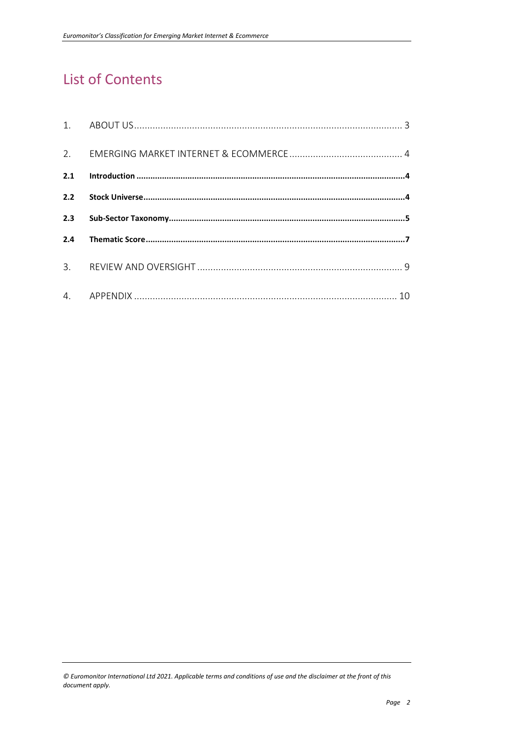# List of Contents

1. ABOUT US ........................................................................................................ 3

2. EMERGING MARKET INTERNET & ECOMMERCE ........................................... 4

**2.1 Introduction ...................................................................................................4**

**2.2 Stock Universe ...............................................................................................4**

**2.3 Sub-Sector Taxonomy ....................................................................................5**

**2.4 Thematic Score ..............................................................................................7**

3. REVIEW AND OVERSIGHT ............................................................................. 9

4. APPENDIX ...................................................................................................... 10

*© Euromonitor International Ltd 2021. Applicable terms and conditions of use and the disclaimer at the front of this document apply.*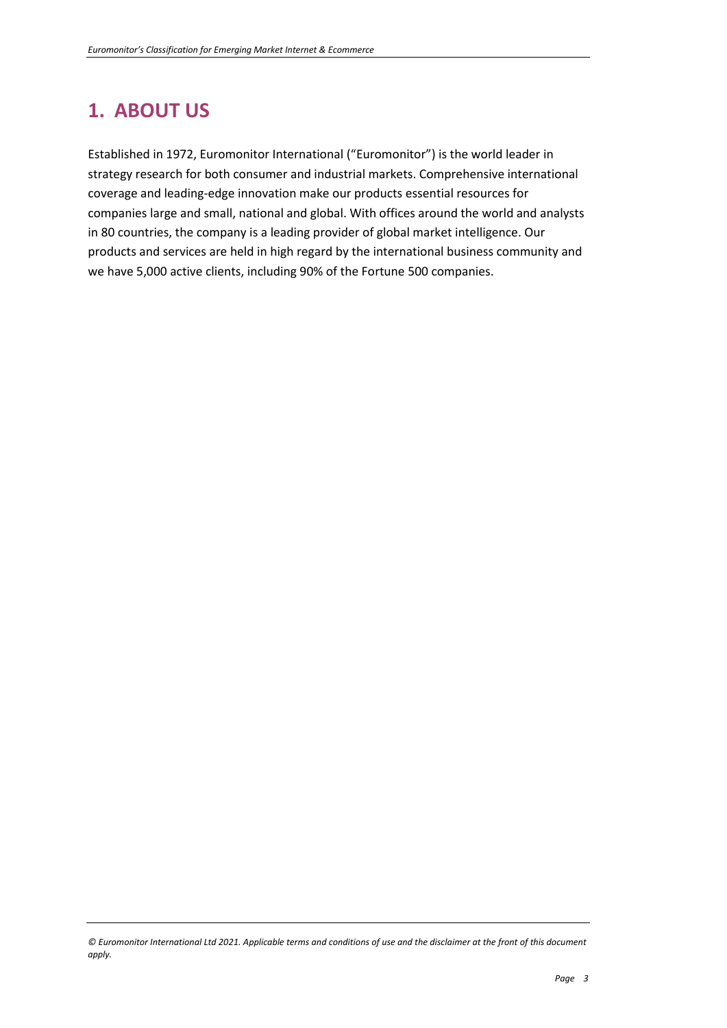# 1. ABOUT US

Established in 1972, Euromonitor International ("Euromonitor") is the world leader in strategy research for both consumer and industrial markets. Comprehensive international coverage and leading-edge innovation make our products essential resources for companies large and small, national and global. With offices around the world and analysts in 80 countries, the company is a leading provider of global market intelligence. Our products and services are held in high regard by the international business community and we have 5,000 active clients, including 90% of the Fortune 500 companies.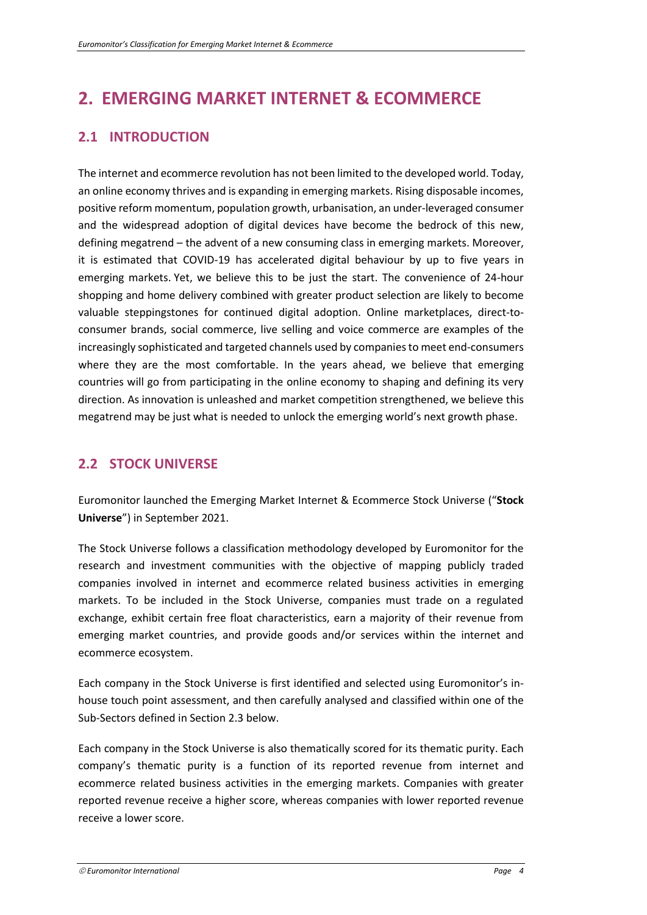# 2. EMERGING MARKET INTERNET & ECOMMERCE

## 2.1 INTRODUCTION

The internet and ecommerce revolution has not been limited to the developed world. Today, an online economy thrives and is expanding in emerging markets. Rising disposable incomes, positive reform momentum, population growth, urbanisation, an under-leveraged consumer and the widespread adoption of digital devices have become the bedrock of this new, defining megatrend – the advent of a new consuming class in emerging markets. Moreover, it is estimated that COVID-19 has accelerated digital behaviour by up to five years in emerging markets. Yet, we believe this to be just the start. The convenience of 24-hour shopping and home delivery combined with greater product selection are likely to become valuable steppingstones for continued digital adoption. Online marketplaces, direct-to-consumer brands, social commerce, live selling and voice commerce are examples of the increasingly sophisticated and targeted channels used by companies to meet end-consumers where they are the most comfortable. In the years ahead, we believe that emerging countries will go from participating in the online economy to shaping and defining its very direction. As innovation is unleashed and market competition strengthened, we believe this megatrend may be just what is needed to unlock the emerging world's next growth phase.

## 2.2 STOCK UNIVERSE

Euromonitor launched the Emerging Market Internet & Ecommerce Stock Universe ("**Stock Universe**") in September 2021.

The Stock Universe follows a classification methodology developed by Euromonitor for the research and investment communities with the objective of mapping publicly traded companies involved in internet and ecommerce related business activities in emerging markets. To be included in the Stock Universe, companies must trade on a regulated exchange, exhibit certain free float characteristics, earn a majority of their revenue from emerging market countries, and provide goods and/or services within the internet and ecommerce ecosystem.

Each company in the Stock Universe is first identified and selected using Euromonitor's in-house touch point assessment, and then carefully analysed and classified within one of the Sub-Sectors defined in Section 2.3 below.

Each company in the Stock Universe is also thematically scored for its thematic purity. Each company's thematic purity is a function of its reported revenue from internet and ecommerce related business activities in the emerging markets. Companies with greater reported revenue receive a higher score, whereas companies with lower reported revenue receive a lower score.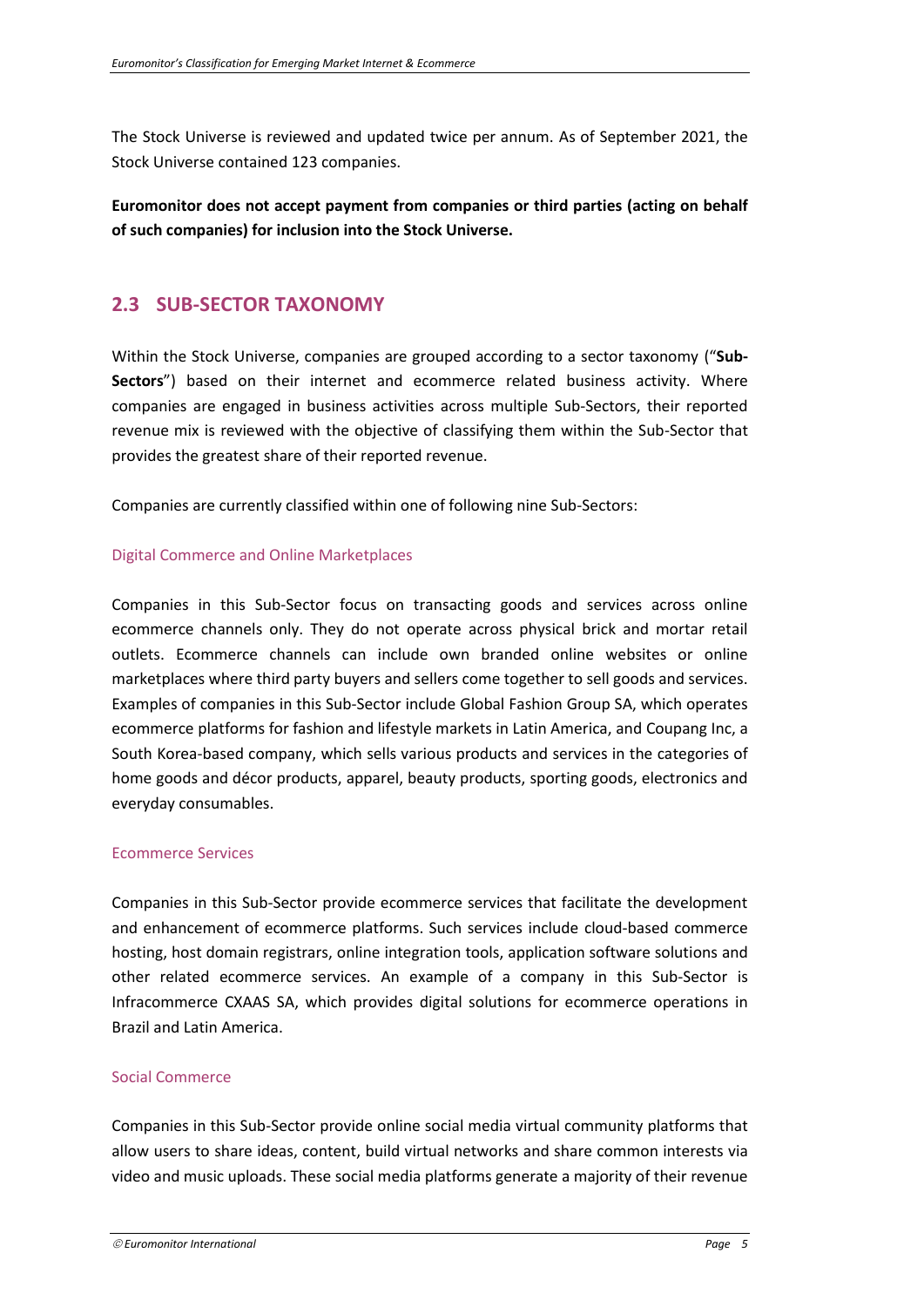The Stock Universe is reviewed and updated twice per annum. As of September 2021, the Stock Universe contained 123 companies.

**Euromonitor does not accept payment from companies or third parties (acting on behalf of such companies) for inclusion into the Stock Universe.**

## 2.3 SUB-SECTOR TAXONOMY

Within the Stock Universe, companies are grouped according to a sector taxonomy ("**Sub-Sectors**") based on their internet and ecommerce related business activity. Where companies are engaged in business activities across multiple Sub-Sectors, their reported revenue mix is reviewed with the objective of classifying them within the Sub-Sector that provides the greatest share of their reported revenue.

Companies are currently classified within one of following nine Sub-Sectors:

### Digital Commerce and Online Marketplaces

Companies in this Sub-Sector focus on transacting goods and services across online ecommerce channels only. They do not operate across physical brick and mortar retail outlets. Ecommerce channels can include own branded online websites or online marketplaces where third party buyers and sellers come together to sell goods and services. Examples of companies in this Sub-Sector include Global Fashion Group SA, which operates ecommerce platforms for fashion and lifestyle markets in Latin America, and Coupang Inc, a South Korea-based company, which sells various products and services in the categories of home goods and décor products, apparel, beauty products, sporting goods, electronics and everyday consumables.

### Ecommerce Services

Companies in this Sub-Sector provide ecommerce services that facilitate the development and enhancement of ecommerce platforms. Such services include cloud-based commerce hosting, host domain registrars, online integration tools, application software solutions and other related ecommerce services. An example of a company in this Sub-Sector is Infracommerce CXAAS SA, which provides digital solutions for ecommerce operations in Brazil and Latin America.

### Social Commerce

Companies in this Sub-Sector provide online social media virtual community platforms that allow users to share ideas, content, build virtual networks and share common interests via video and music uploads. These social media platforms generate a majority of their revenue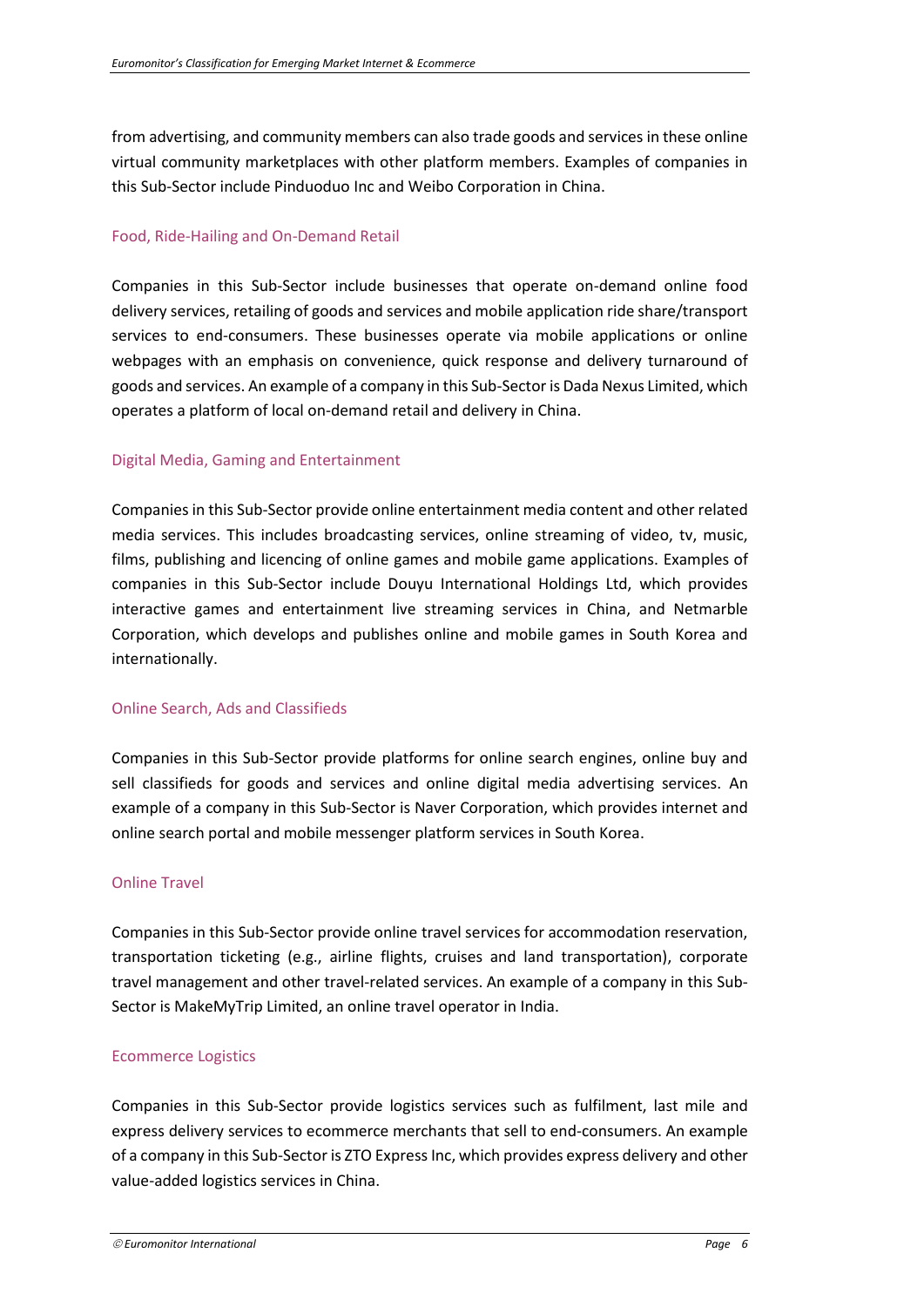from advertising, and community members can also trade goods and services in these online virtual community marketplaces with other platform members. Examples of companies in this Sub-Sector include Pinduoduo Inc and Weibo Corporation in China.

### Food, Ride-Hailing and On-Demand Retail

Companies in this Sub-Sector include businesses that operate on-demand online food delivery services, retailing of goods and services and mobile application ride share/transport services to end-consumers. These businesses operate via mobile applications or online webpages with an emphasis on convenience, quick response and delivery turnaround of goods and services. An example of a company in this Sub-Sector is Dada Nexus Limited, which operates a platform of local on-demand retail and delivery in China.

### Digital Media, Gaming and Entertainment

Companies in this Sub-Sector provide online entertainment media content and other related media services. This includes broadcasting services, online streaming of video, tv, music, films, publishing and licencing of online games and mobile game applications. Examples of companies in this Sub-Sector include Douyu International Holdings Ltd, which provides interactive games and entertainment live streaming services in China, and Netmarble Corporation, which develops and publishes online and mobile games in South Korea and internationally.

### Online Search, Ads and Classifieds

Companies in this Sub-Sector provide platforms for online search engines, online buy and sell classifieds for goods and services and online digital media advertising services. An example of a company in this Sub-Sector is Naver Corporation, which provides internet and online search portal and mobile messenger platform services in South Korea.

### Online Travel

Companies in this Sub-Sector provide online travel services for accommodation reservation, transportation ticketing (e.g., airline flights, cruises and land transportation), corporate travel management and other travel-related services. An example of a company in this Sub-Sector is MakeMyTrip Limited, an online travel operator in India.

### Ecommerce Logistics

Companies in this Sub-Sector provide logistics services such as fulfilment, last mile and express delivery services to ecommerce merchants that sell to end-consumers. An example of a company in this Sub-Sector is ZTO Express Inc, which provides express delivery and other value-added logistics services in China.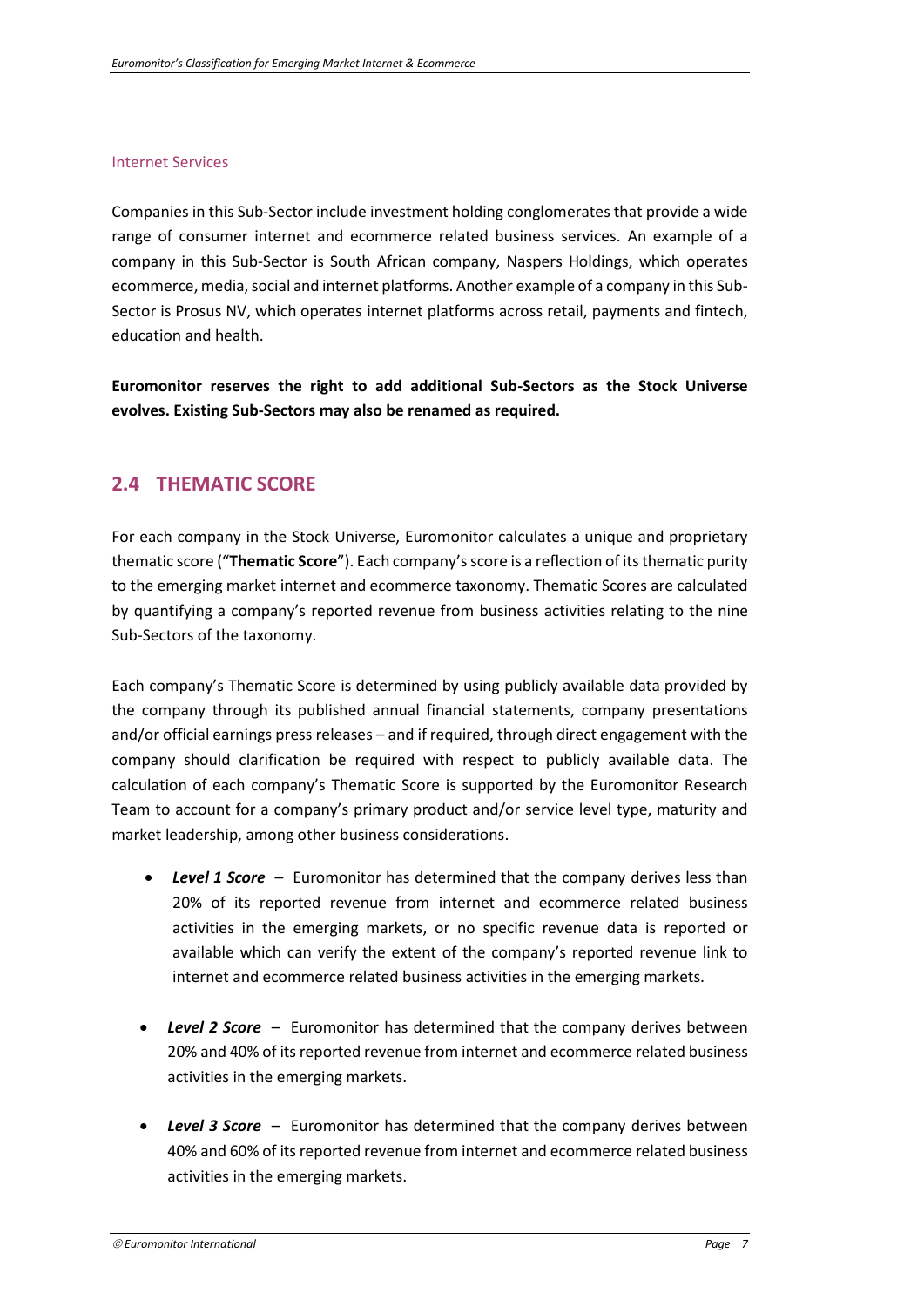### Internet Services

Companies in this Sub-Sector include investment holding conglomerates that provide a wide range of consumer internet and ecommerce related business services. An example of a company in this Sub-Sector is South African company, Naspers Holdings, which operates ecommerce, media, social and internet platforms. Another example of a company in this Sub-Sector is Prosus NV, which operates internet platforms across retail, payments and fintech, education and health.

**Euromonitor reserves the right to add additional Sub-Sectors as the Stock Universe evolves. Existing Sub-Sectors may also be renamed as required.**

## 2.4 THEMATIC SCORE

For each company in the Stock Universe, Euromonitor calculates a unique and proprietary thematic score ("**Thematic Score**"). Each company's score is a reflection of its thematic purity to the emerging market internet and ecommerce taxonomy. Thematic Scores are calculated by quantifying a company's reported revenue from business activities relating to the nine Sub-Sectors of the taxonomy.

Each company's Thematic Score is determined by using publicly available data provided by the company through its published annual financial statements, company presentations and/or official earnings press releases – and if required, through direct engagement with the company should clarification be required with respect to publicly available data. The calculation of each company's Thematic Score is supported by the Euromonitor Research Team to account for a company's primary product and/or service level type, maturity and market leadership, among other business considerations.

- ***Level 1 Score*** – Euromonitor has determined that the company derives less than 20% of its reported revenue from internet and ecommerce related business activities in the emerging markets, or no specific revenue data is reported or available which can verify the extent of the company's reported revenue link to internet and ecommerce related business activities in the emerging markets.

- ***Level 2 Score*** – Euromonitor has determined that the company derives between 20% and 40% of its reported revenue from internet and ecommerce related business activities in the emerging markets.

- ***Level 3 Score*** – Euromonitor has determined that the company derives between 40% and 60% of its reported revenue from internet and ecommerce related business activities in the emerging markets.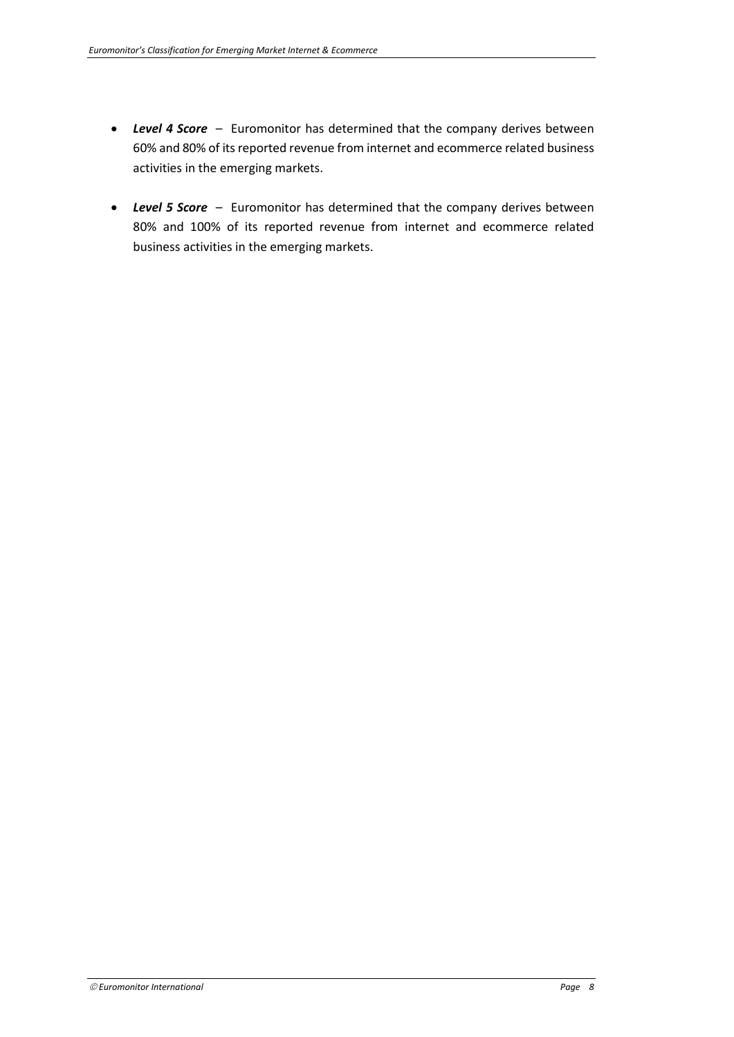- ***Level 4 Score*** – Euromonitor has determined that the company derives between 60% and 80% of its reported revenue from internet and ecommerce related business activities in the emerging markets.

- ***Level 5 Score*** – Euromonitor has determined that the company derives between 80% and 100% of its reported revenue from internet and ecommerce related business activities in the emerging markets.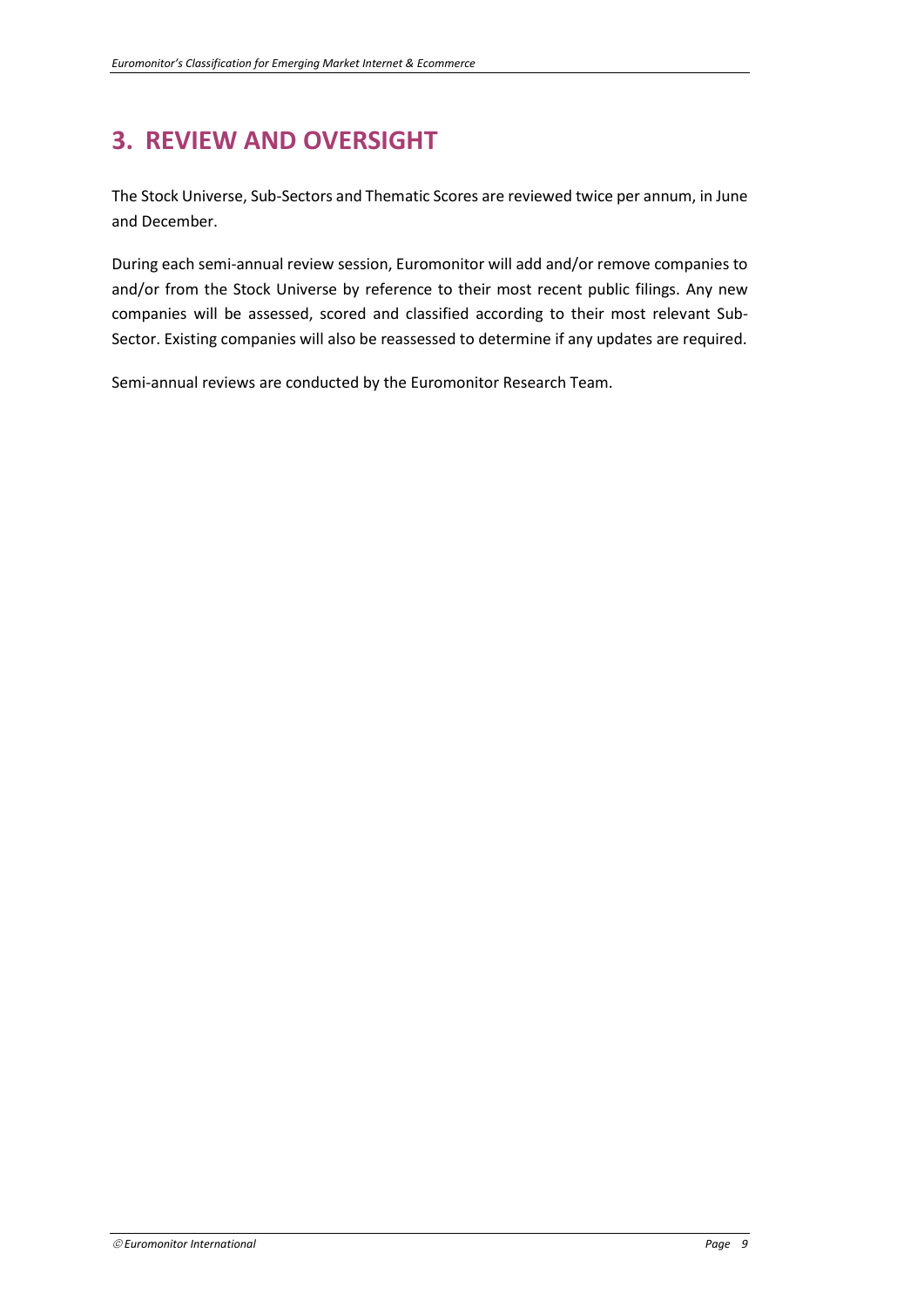# 3. REVIEW AND OVERSIGHT

The Stock Universe, Sub-Sectors and Thematic Scores are reviewed twice per annum, in June and December.

During each semi-annual review session, Euromonitor will add and/or remove companies to and/or from the Stock Universe by reference to their most recent public filings. Any new companies will be assessed, scored and classified according to their most relevant Sub-Sector. Existing companies will also be reassessed to determine if any updates are required.

Semi-annual reviews are conducted by the Euromonitor Research Team.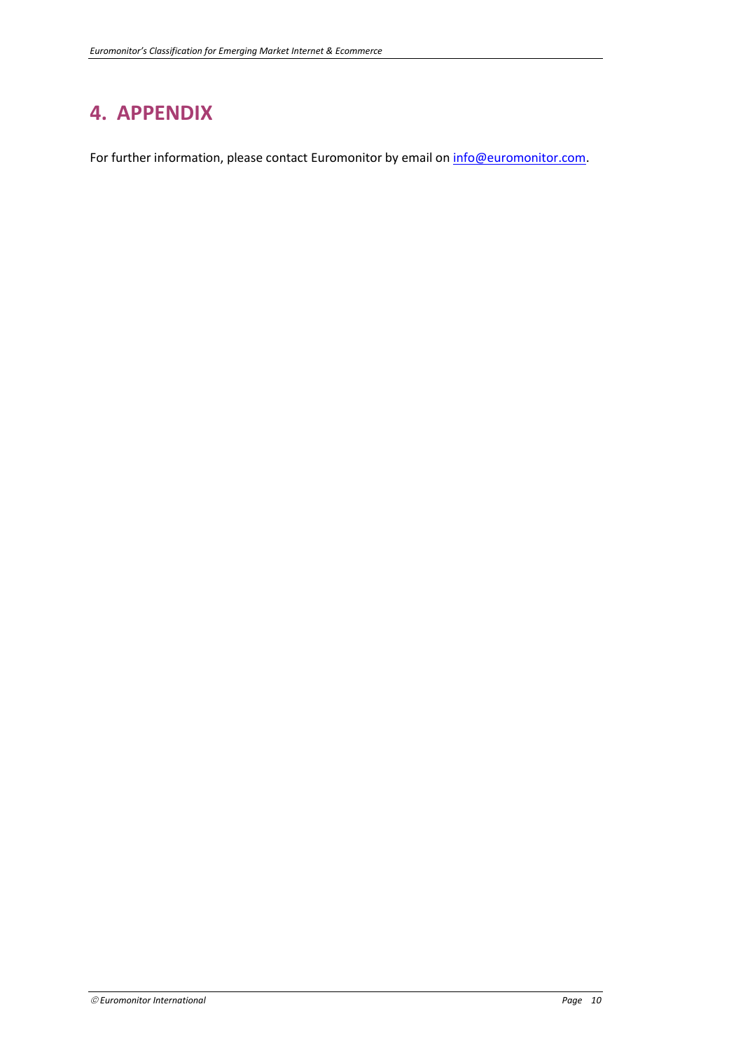# 4. APPENDIX

For further information, please contact Euromonitor by email on info@euromonitor.com.